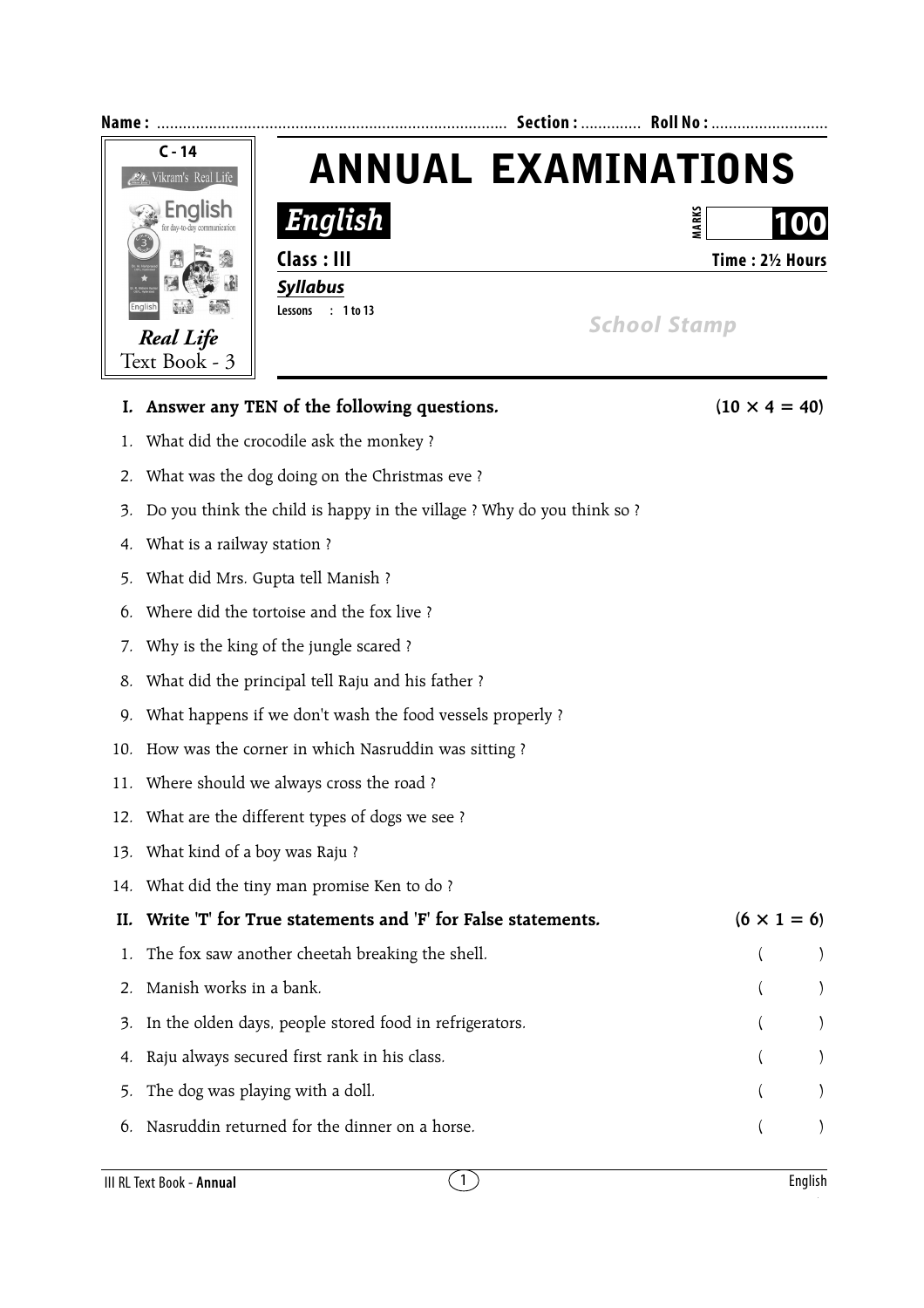Name : ................................................................................ Section : ............. Roll No : ...........................

C - 14
Vikram's Real Life
English for day-to-day communication

*Real Life*
Text Book - 3

# ANNUAL EXAMINATIONS

## *English*

MARKS **100**

**Class : III** **Time : 2½ Hours**

***Syllabus***

Lessons : 1 to 13

School Stamp

**I. Answer any TEN of the following questions.** **(10 × 4 = 40)**

1. What did the crocodile ask the monkey ?
2. What was the dog doing on the Christmas eve ?
3. Do you think the child is happy in the village ? Why do you think so ?
4. What is a railway station ?
5. What did Mrs. Gupta tell Manish ?
6. Where did the tortoise and the fox live ?
7. Why is the king of the jungle scared ?
8. What did the principal tell Raju and his father ?
9. What happens if we don't wash the food vessels properly ?
10. How was the corner in which Nasruddin was sitting ?
11. Where should we always cross the road ?
12. What are the different types of dogs we see ?
13. What kind of a boy was Raju ?
14. What did the tiny man promise Ken to do ?

**II. Write 'T' for True statements and 'F' for False statements.** **(6 × 1 = 6)**

1. The fox saw another cheetah breaking the shell. ( )
2. Manish works in a bank. ( )
3. In the olden days, people stored food in refrigerators. ( )
4. Raju always secured first rank in his class. ( )
5. The dog was playing with a doll. ( )
6. Nasruddin returned for the dinner on a horse. ( )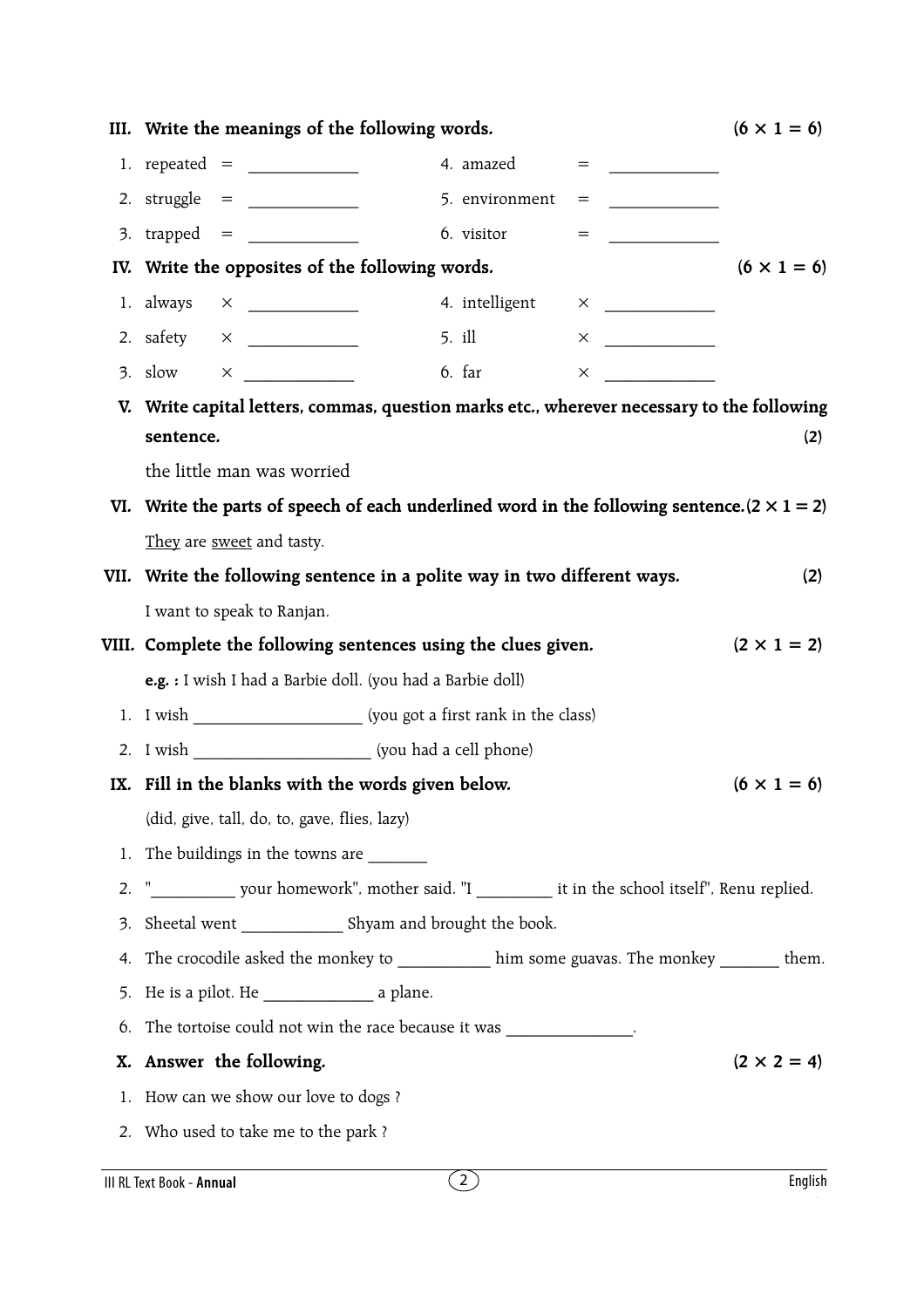**III. Write the meanings of the following words.** **(6 × 1 = 6)**

1. repeated = ____________
2. struggle = ____________
3. trapped = ____________
4. amazed = ____________
5. environment = ____________
6. visitor = ____________

**IV. Write the opposites of the following words.** **(6 × 1 = 6)**

1. always × ____________
2. safety × ____________
3. slow × ____________
4. intelligent × ____________
5. ill × ____________
6. far × ____________

**V. Write capital letters, commas, question marks etc., wherever necessary to the following sentence.** **(2)**

the little man was worried

**VI. Write the parts of speech of each underlined word in the following sentence.** **(2 × 1 = 2)**

<u>They</u> are <u>sweet</u> and tasty.

**VII. Write the following sentence in a polite way in two different ways.** **(2)**

I want to speak to Ranjan.

**VIII. Complete the following sentences using the clues given.** **(2 × 1 = 2)**

**e.g. :** I wish I had a Barbie doll. (you had a Barbie doll)

1. I wish ____________________ (you got a first rank in the class)
2. I wish ____________________ (you had a cell phone)

**IX. Fill in the blanks with the words given below.** **(6 × 1 = 6)**

(did, give, tall, do, to, gave, flies, lazy)

1. The buildings in the towns are _______
2. "__________ your homework", mother said. "I _________ it in the school itself", Renu replied.
3. Sheetal went ____________ Shyam and brought the book.
4. The crocodile asked the monkey to ___________ him some guavas. The monkey _______ them.
5. He is a pilot. He _____________ a plane.
6. The tortoise could not win the race because it was _______________.

**X. Answer the following.** **(2 × 2 = 4)**

1. How can we show our love to dogs ?
2. Who used to take me to the park ?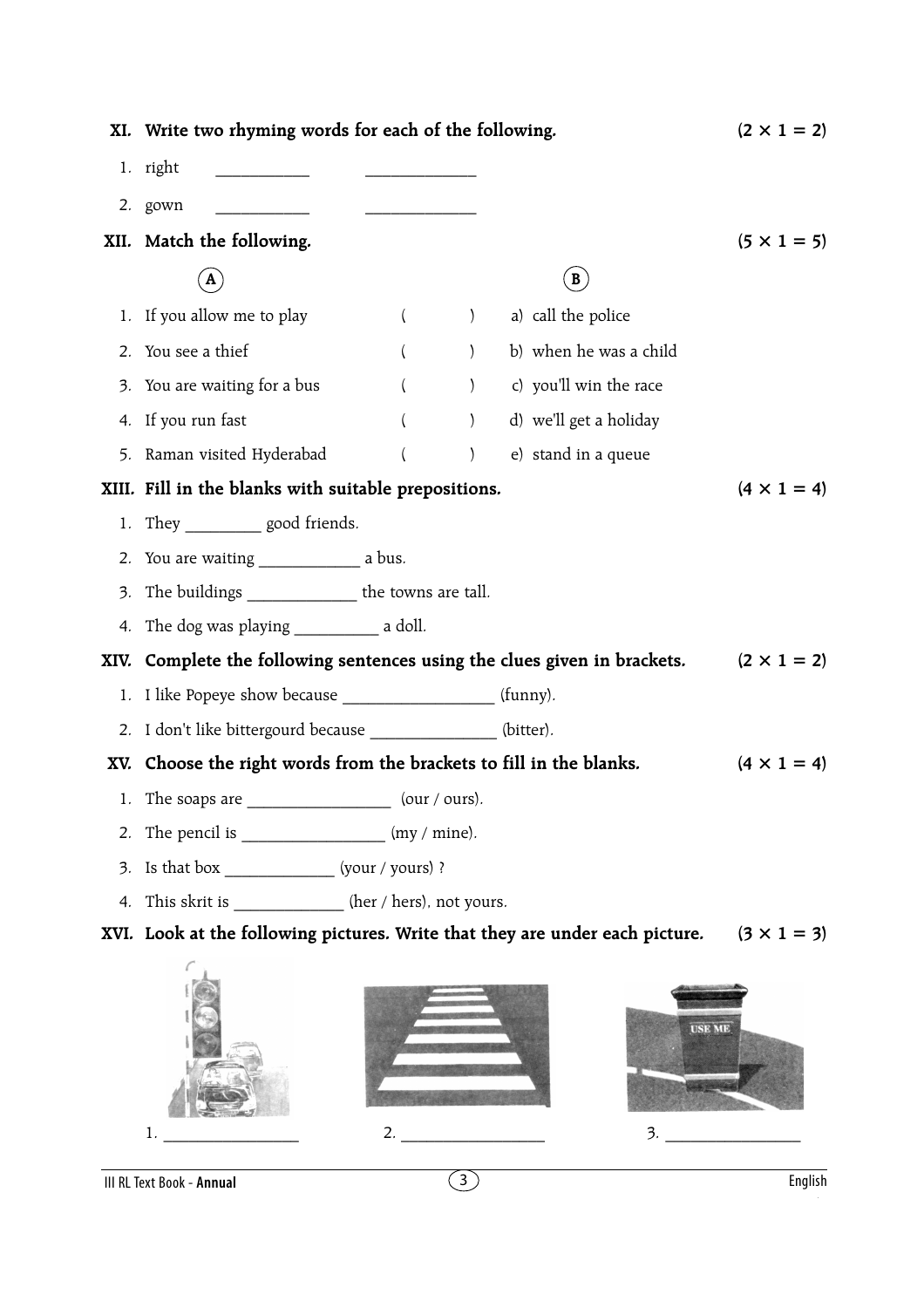**XI. Write two rhyming words for each of the following.** **(2 × 1 = 2)**

1. right ___________ _____________
2. gown ___________ _____________

**XII. Match the following.** **(5 × 1 = 5)**

| A | | B |
|---|---|---|
| 1. If you allow me to play | ( ) | a) call the police |
| 2. You see a thief | ( ) | b) when he was a child |
| 3. You are waiting for a bus | ( ) | c) you'll win the race |
| 4. If you run fast | ( ) | d) we'll get a holiday |
| 5. Raman visited Hyderabad | ( ) | e) stand in a queue |

**XIII. Fill in the blanks with suitable prepositions.** **(4 × 1 = 4)**

1. They _________ good friends.
2. You are waiting ____________ a bus.
3. The buildings _____________ the towns are tall.
4. The dog was playing __________ a doll.

**XIV. Complete the following sentences using the clues given in brackets.** **(2 × 1 = 2)**

1. I like Popeye show because __________________ (funny).
2. I don't like bittergourd because _______________ (bitter).

**XV. Choose the right words from the brackets to fill in the blanks.** **(4 × 1 = 4)**

1. The soaps are _________________ (our / ours).
2. The pencil is _________________ (my / mine).
3. Is that box _____________ (your / yours) ?
4. This skrit is _____________ (her / hers), not yours.

**XVI. Look at the following pictures. Write that they are under each picture.** **(3 × 1 = 3)**

1. _________________ 2. _________________ 3. _________________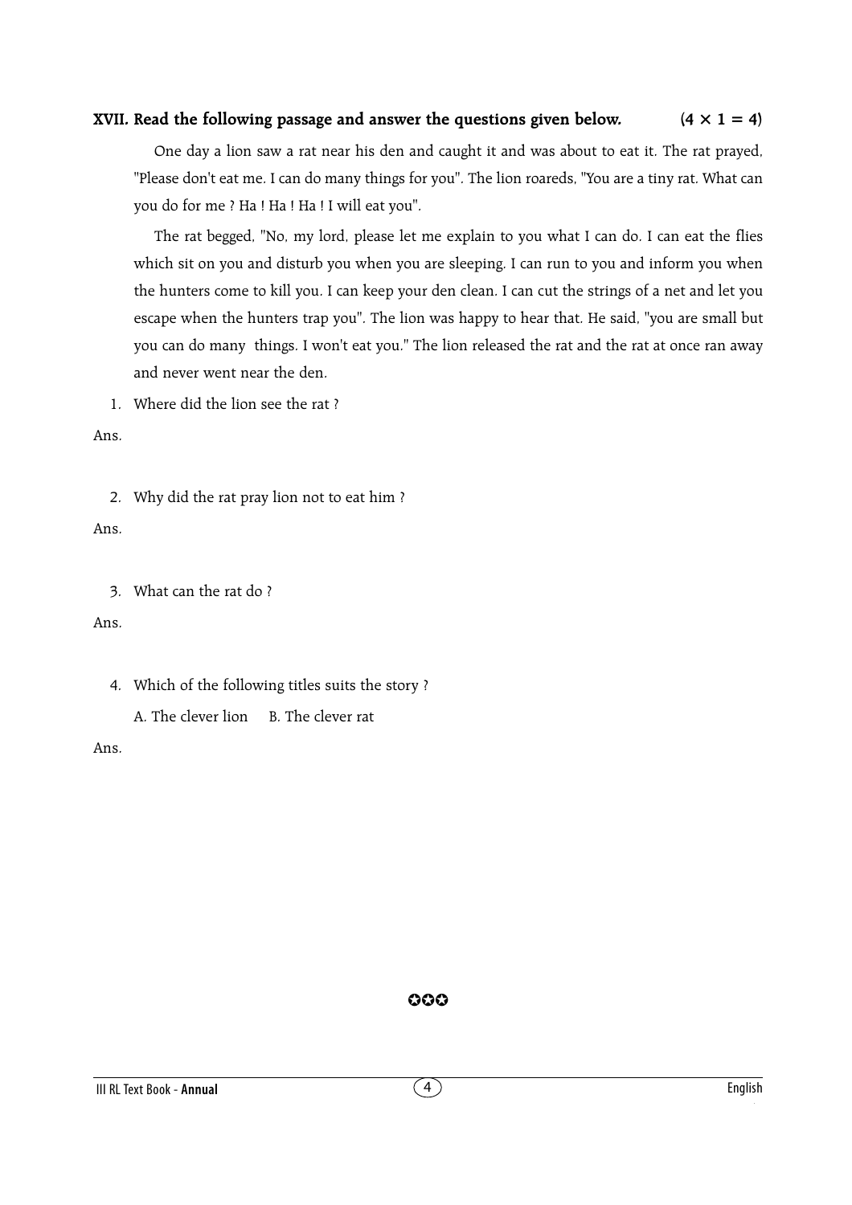**XVII. Read the following passage and answer the questions given below. (4 × 1 = 4)**

One day a lion saw a rat near his den and caught it and was about to eat it. The rat prayed, "Please don't eat me. I can do many things for you". The lion roareds, "You are a tiny rat. What can you do for me ? Ha ! Ha ! Ha ! I will eat you".

The rat begged, "No, my lord, please let me explain to you what I can do. I can eat the flies which sit on you and disturb you when you are sleeping. I can run to you and inform you when the hunters come to kill you. I can keep your den clean. I can cut the strings of a net and let you escape when the hunters trap you". The lion was happy to hear that. He said, "you are small but you can do many things. I won't eat you." The lion released the rat and the rat at once ran away and never went near the den.

1. Where did the lion see the rat ?

Ans.

2. Why did the rat pray lion not to eat him ?

Ans.

3. What can the rat do ?

Ans.

4. Which of the following titles suits the story ?

   A. The clever lion    B. The clever rat

Ans.

✪✪✪